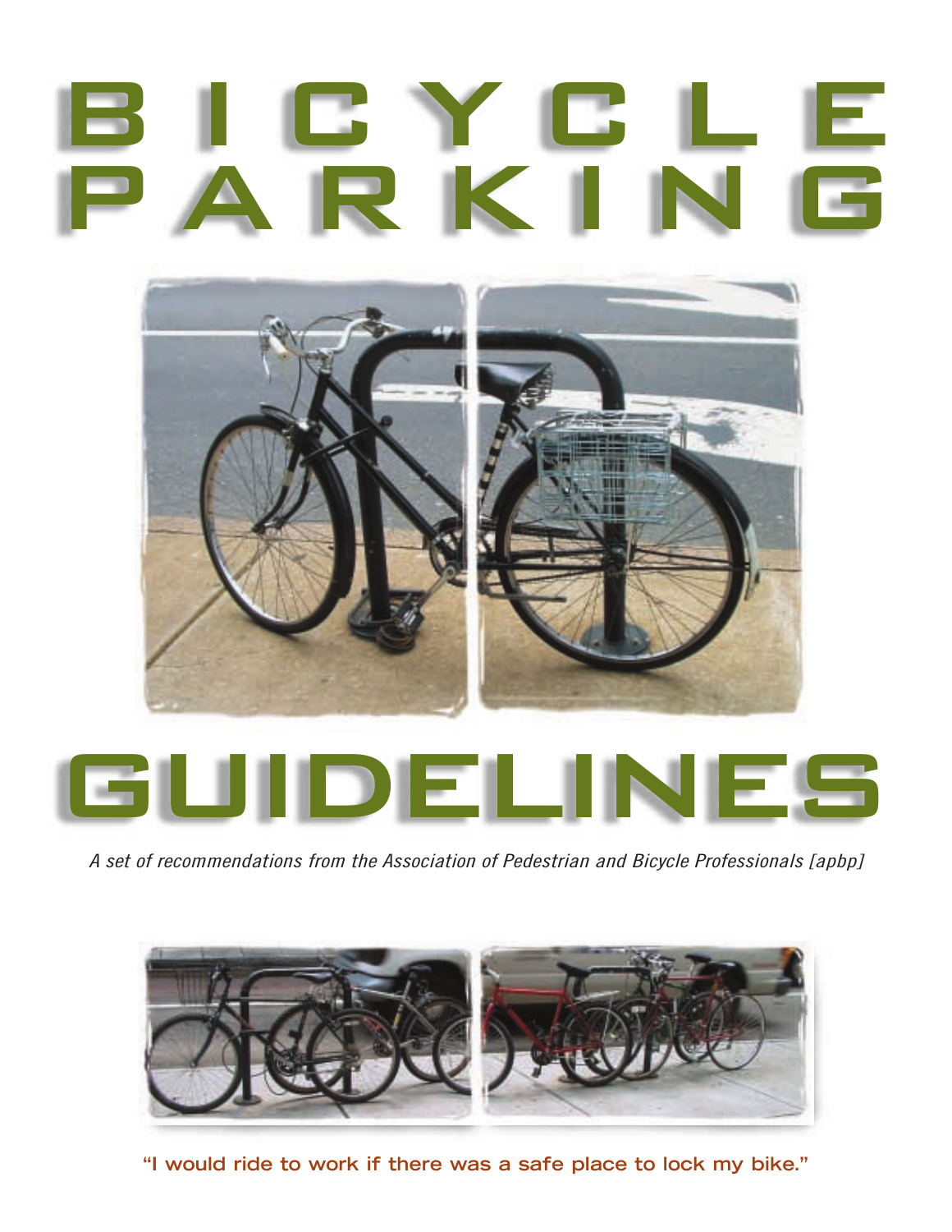# BICYCLE PARKING GUIDELINES

*A set of recommendations from the Association of Pedestrian and Bicycle Professionals [apbp]*

**"I would ride to work if there was a safe place to lock my bike."**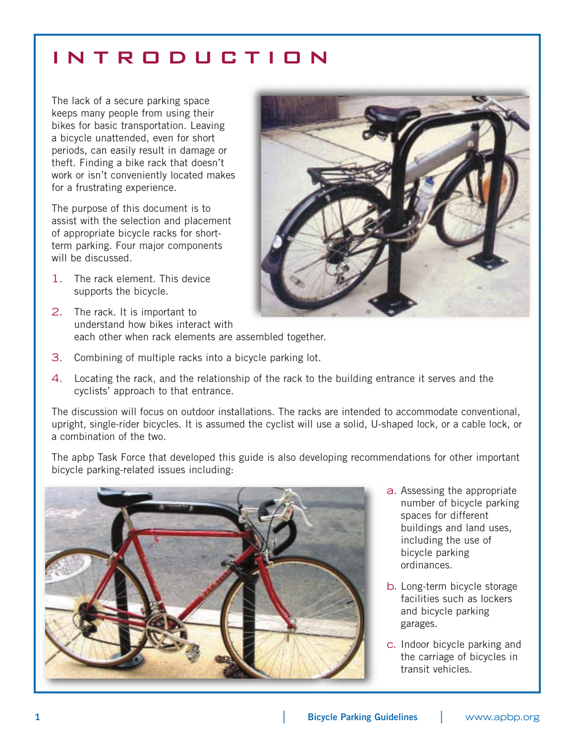# INTRODUCTION

The lack of a secure parking space keeps many people from using their bikes for basic transportation. Leaving a bicycle unattended, even for short periods, can easily result in damage or theft. Finding a bike rack that doesn't work or isn't conveniently located makes for a frustrating experience.

The purpose of this document is to assist with the selection and placement of appropriate bicycle racks for short-term parking. Four major components will be discussed.

1. The rack element. This device supports the bicycle.
2. The rack. It is important to understand how bikes interact with each other when rack elements are assembled together.
3. Combining of multiple racks into a bicycle parking lot.
4. Locating the rack, and the relationship of the rack to the building entrance it serves and the cyclists' approach to that entrance.

The discussion will focus on outdoor installations. The racks are intended to accommodate conventional, upright, single-rider bicycles. It is assumed the cyclist will use a solid, U-shaped lock, or a cable lock, or a combination of the two.

The apbp Task Force that developed this guide is also developing recommendations for other important bicycle parking-related issues including:

a. Assessing the appropriate number of bicycle parking spaces for different buildings and land uses, including the use of bicycle parking ordinances.

b. Long-term bicycle storage facilities such as lockers and bicycle parking garages.

c. Indoor bicycle parking and the carriage of bicycles in transit vehicles.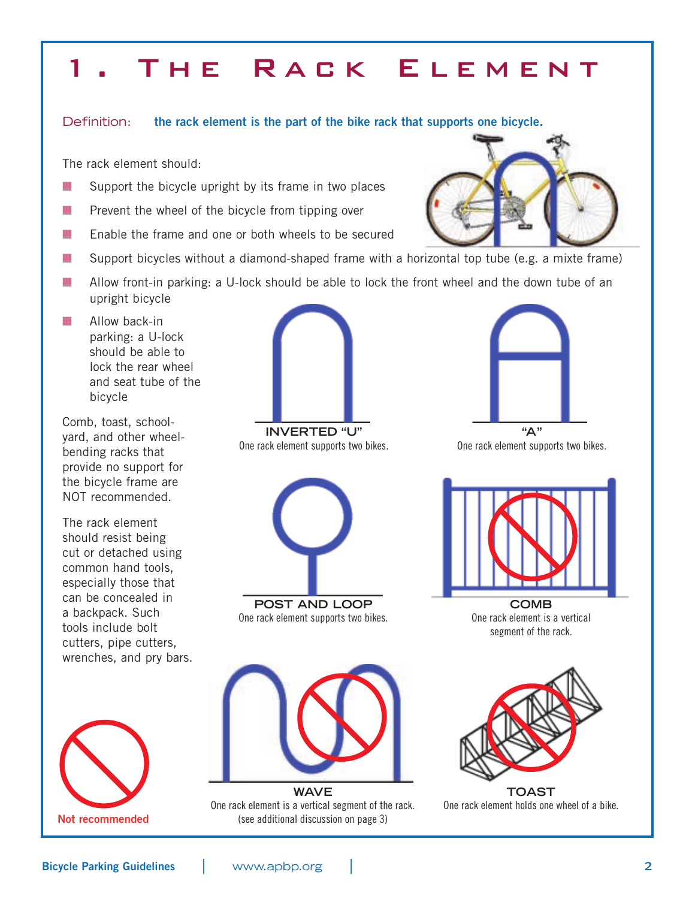# 1. The Rack Element

Definition: **the rack element is the part of the bike rack that supports one bicycle.**

The rack element should:

- Support the bicycle upright by its frame in two places
- Prevent the wheel of the bicycle from tipping over
- Enable the frame and one or both wheels to be secured
- Support bicycles without a diamond-shaped frame with a horizontal top tube (e.g. a mixte frame)
- Allow front-in parking: a U-lock should be able to lock the front wheel and the down tube of an upright bicycle
- Allow back-in parking: a U-lock should be able to lock the rear wheel and seat tube of the bicycle

Comb, toast, schoolyard, and other wheel-bending racks that provide no support for the bicycle frame are NOT recommended.

The rack element should resist being cut or detached using common hand tools, especially those that can be concealed in a backpack. Such tools include bolt cutters, pipe cutters, wrenches, and pry bars.

**INVERTED "U"**
One rack element supports two bikes.

**"A"**
One rack element supports two bikes.

**POST AND LOOP**
One rack element supports two bikes.

**COMB**
One rack element is a vertical segment of the rack.

**WAVE**
One rack element is a vertical segment of the rack. (see additional discussion on page 3)

**TOAST**
One rack element holds one wheel of a bike.

**Not recommended**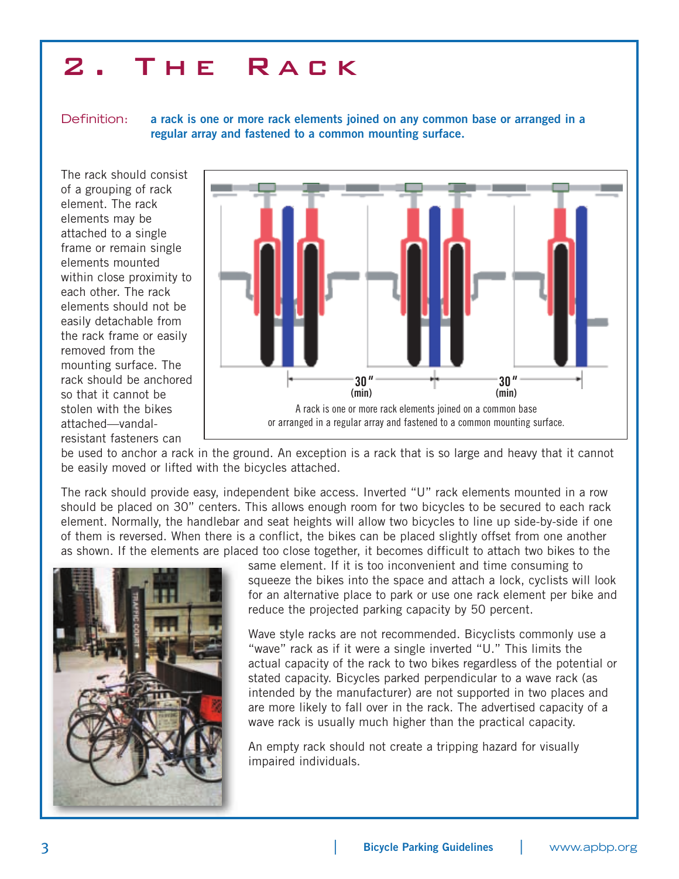# 2. The Rack

Definition: **a rack is one or more rack elements joined on any common base or arranged in a regular array and fastened to a common mounting surface.**

The rack should consist of a grouping of rack element. The rack elements may be attached to a single frame or remain single elements mounted within close proximity to each other. The rack elements should not be easily detachable from the rack frame or easily removed from the mounting surface. The rack should be anchored so that it cannot be stolen with the bikes attached—vandal-resistant fasteners can be used to anchor a rack in the ground. An exception is a rack that is so large and heavy that it cannot be easily moved or lifted with the bicycles attached.

30" (min) 30" (min)

A rack is one or more rack elements joined on a common base or arranged in a regular array and fastened to a common mounting surface.

The rack should provide easy, independent bike access. Inverted "U" rack elements mounted in a row should be placed on 30" centers. This allows enough room for two bicycles to be secured to each rack element. Normally, the handlebar and seat heights will allow two bicycles to line up side-by-side if one of them is reversed. When there is a conflict, the bikes can be placed slightly offset from one another as shown. If the elements are placed too close together, it becomes difficult to attach two bikes to the same element. If it is too inconvenient and time consuming to squeeze the bikes into the space and attach a lock, cyclists will look for an alternative place to park or use one rack element per bike and reduce the projected parking capacity by 50 percent.

Wave style racks are not recommended. Bicyclists commonly use a "wave" rack as if it were a single inverted "U." This limits the actual capacity of the rack to two bikes regardless of the potential or stated capacity. Bicycles parked perpendicular to a wave rack (as intended by the manufacturer) are not supported in two places and are more likely to fall over in the rack. The advertised capacity of a wave rack is usually much higher than the practical capacity.

An empty rack should not create a tripping hazard for visually impaired individuals.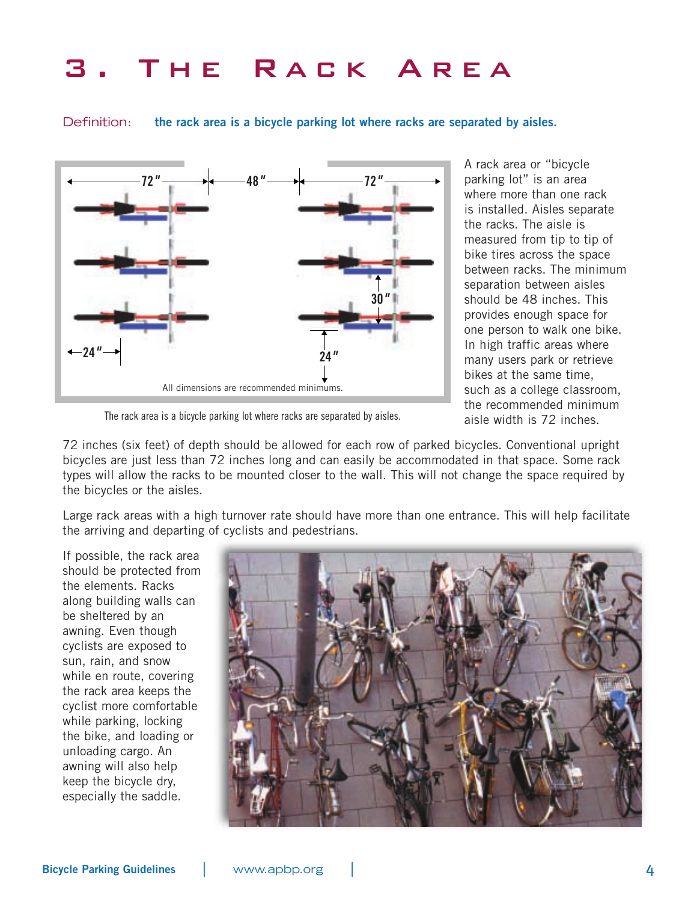# 3. The Rack Area

Definition: **the rack area is a bicycle parking lot where racks are separated by aisles.**

All dimensions are recommended minimums.

The rack area is a bicycle parking lot where racks are separated by aisles.

A rack area or "bicycle parking lot" is an area where more than one rack is installed. Aisles separate the racks. The aisle is measured from tip to tip of bike tires across the space between racks. The minimum separation between aisles should be 48 inches. This provides enough space for one person to walk one bike. In high traffic areas where many users park or retrieve bikes at the same time, such as a college classroom, the recommended minimum aisle width is 72 inches.

72 inches (six feet) of depth should be allowed for each row of parked bicycles. Conventional upright bicycles are just less than 72 inches long and can easily be accommodated in that space. Some rack types will allow the racks to be mounted closer to the wall. This will not change the space required by the bicycles or the aisles.

Large rack areas with a high turnover rate should have more than one entrance. This will help facilitate the arriving and departing of cyclists and pedestrians.

If possible, the rack area should be protected from the elements. Racks along building walls can be sheltered by an awning. Even though cyclists are exposed to sun, rain, and snow while en route, covering the rack area keeps the cyclist more comfortable while parking, locking the bike, and loading or unloading cargo. An awning will also help keep the bicycle dry, especially the saddle.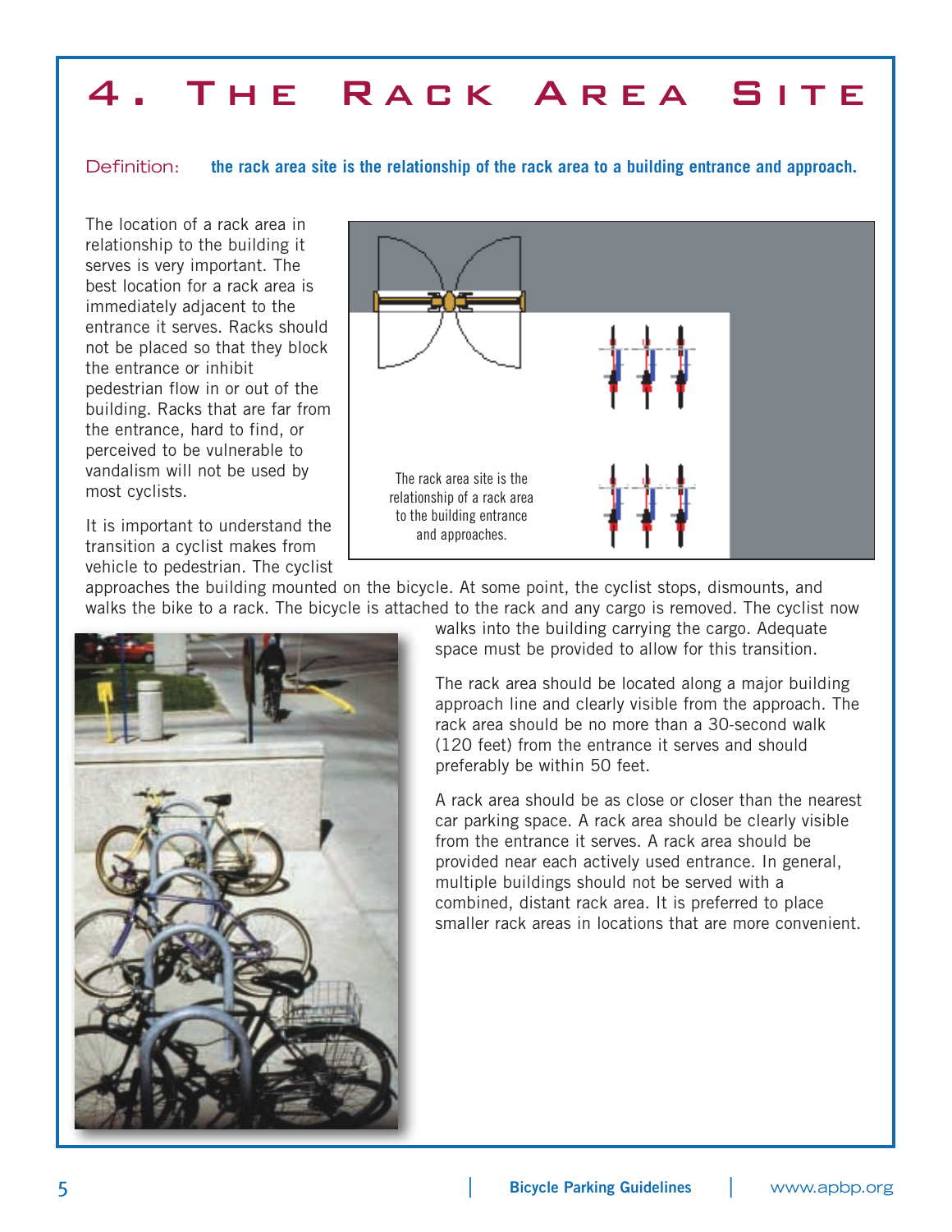# 4. The Rack Area Site

Definition: **the rack area site is the relationship of the rack area to a building entrance and approach.**

The location of a rack area in relationship to the building it serves is very important. The best location for a rack area is immediately adjacent to the entrance it serves. Racks should not be placed so that they block the entrance or inhibit pedestrian flow in or out of the building. Racks that are far from the entrance, hard to find, or perceived to be vulnerable to vandalism will not be used by most cyclists.

The rack area site is the relationship of a rack area to the building entrance and approaches.

It is important to understand the transition a cyclist makes from vehicle to pedestrian. The cyclist approaches the building mounted on the bicycle. At some point, the cyclist stops, dismounts, and walks the bike to a rack. The bicycle is attached to the rack and any cargo is removed. The cyclist now walks into the building carrying the cargo. Adequate space must be provided to allow for this transition.

The rack area should be located along a major building approach line and clearly visible from the approach. The rack area should be no more than a 30-second walk (120 feet) from the entrance it serves and should preferably be within 50 feet.

A rack area should be as close or closer than the nearest car parking space. A rack area should be clearly visible from the entrance it serves. A rack area should be provided near each actively used entrance. In general, multiple buildings should not be served with a combined, distant rack area. It is preferred to place smaller rack areas in locations that are more convenient.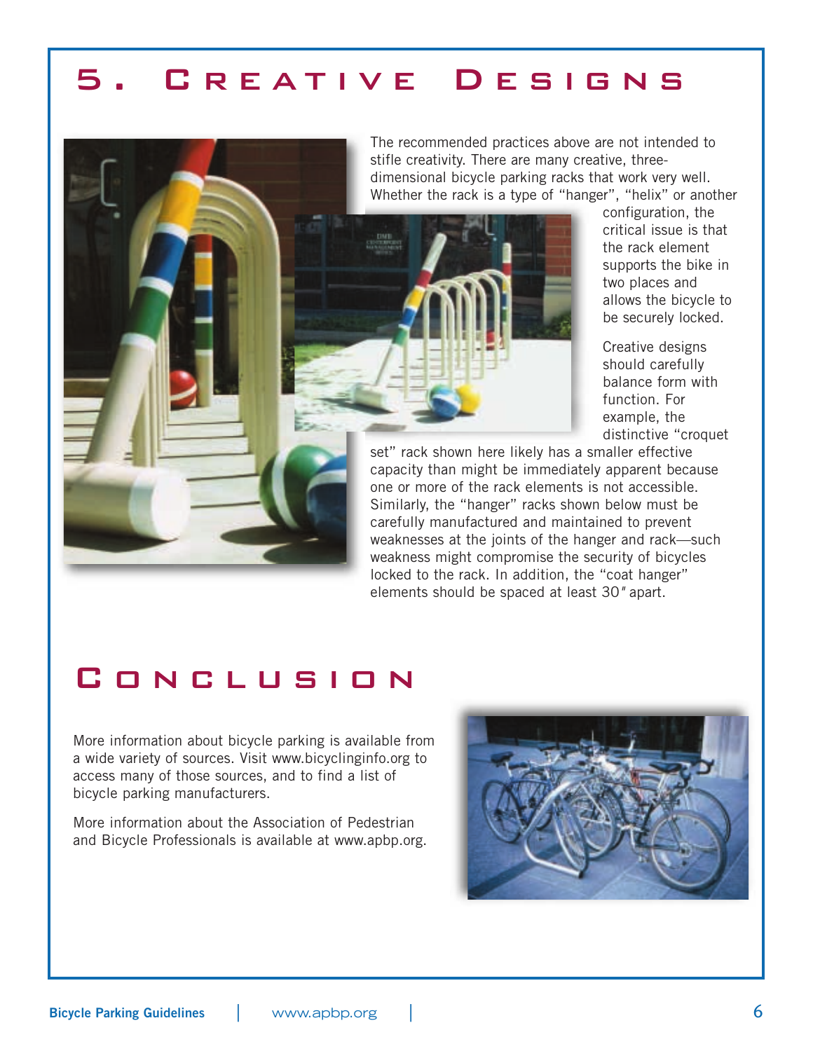# 5. Creative Designs

The recommended practices above are not intended to stifle creativity. There are many creative, three-dimensional bicycle parking racks that work very well. Whether the rack is a type of "hanger", "helix" or another configuration, the critical issue is that the rack element supports the bike in two places and allows the bicycle to be securely locked.

Creative designs should carefully balance form with function. For example, the distinctive "croquet set" rack shown here likely has a smaller effective capacity than might be immediately apparent because one or more of the rack elements is not accessible. Similarly, the "hanger" racks shown below must be carefully manufactured and maintained to prevent weaknesses at the joints of the hanger and rack—such weakness might compromise the security of bicycles locked to the rack. In addition, the "coat hanger" elements should be spaced at least 30″ apart.

# Conclusion

More information about bicycle parking is available from a wide variety of sources. Visit www.bicyclinginfo.org to access many of those sources, and to find a list of bicycle parking manufacturers.

More information about the Association of Pedestrian and Bicycle Professionals is available at www.apbp.org.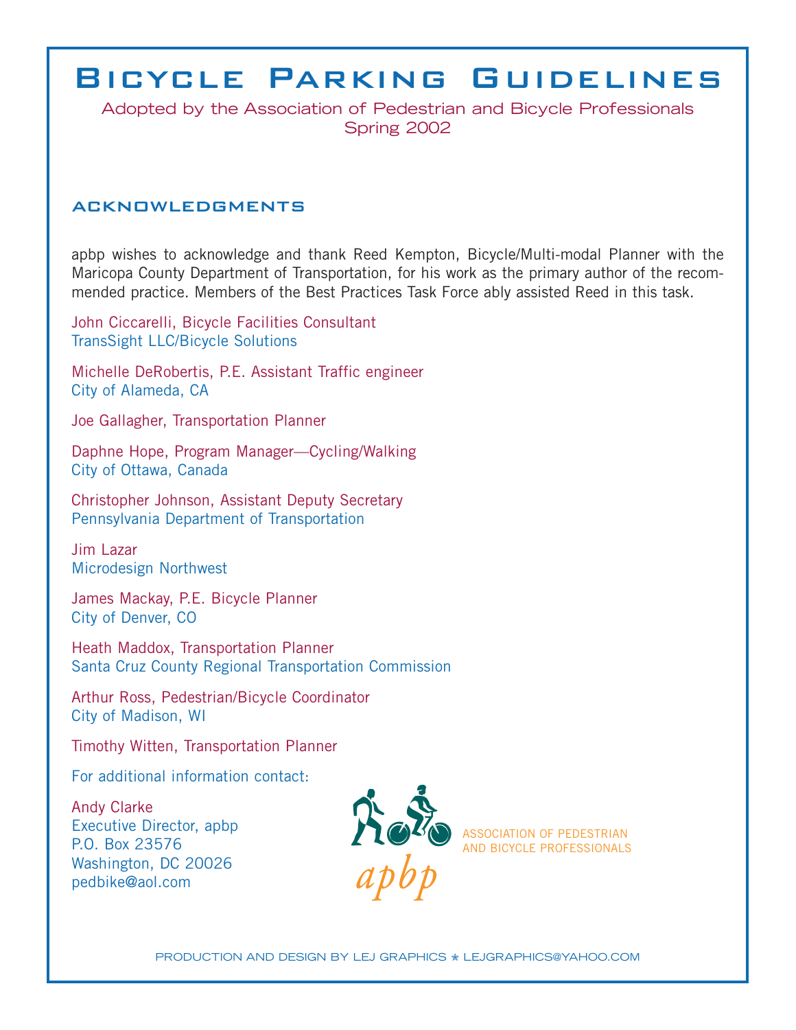# Bicycle Parking Guidelines

Adopted by the Association of Pedestrian and Bicycle Professionals
Spring 2002

## ACKNOWLEDGMENTS

apbp wishes to acknowledge and thank Reed Kempton, Bicycle/Multi-modal Planner with the Maricopa County Department of Transportation, for his work as the primary author of the recommended practice. Members of the Best Practices Task Force ably assisted Reed in this task.

John Ciccarelli, Bicycle Facilities Consultant
TransSight LLC/Bicycle Solutions

Michelle DeRobertis, P.E. Assistant Traffic engineer
City of Alameda, CA

Joe Gallagher, Transportation Planner

Daphne Hope, Program Manager—Cycling/Walking
City of Ottawa, Canada

Christopher Johnson, Assistant Deputy Secretary
Pennsylvania Department of Transportation

Jim Lazar
Microdesign Northwest

James Mackay, P.E. Bicycle Planner
City of Denver, CO

Heath Maddox, Transportation Planner
Santa Cruz County Regional Transportation Commission

Arthur Ross, Pedestrian/Bicycle Coordinator
City of Madison, WI

Timothy Witten, Transportation Planner

For additional information contact:

Andy Clarke
Executive Director, apbp
P.O. Box 23576
Washington, DC 20026
pedbike@aol.com

apbp
ASSOCIATION OF PEDESTRIAN AND BICYCLE PROFESSIONALS

PRODUCTION AND DESIGN BY LEJ GRAPHICS ★ LEJGRAPHICS@YAHOO.COM